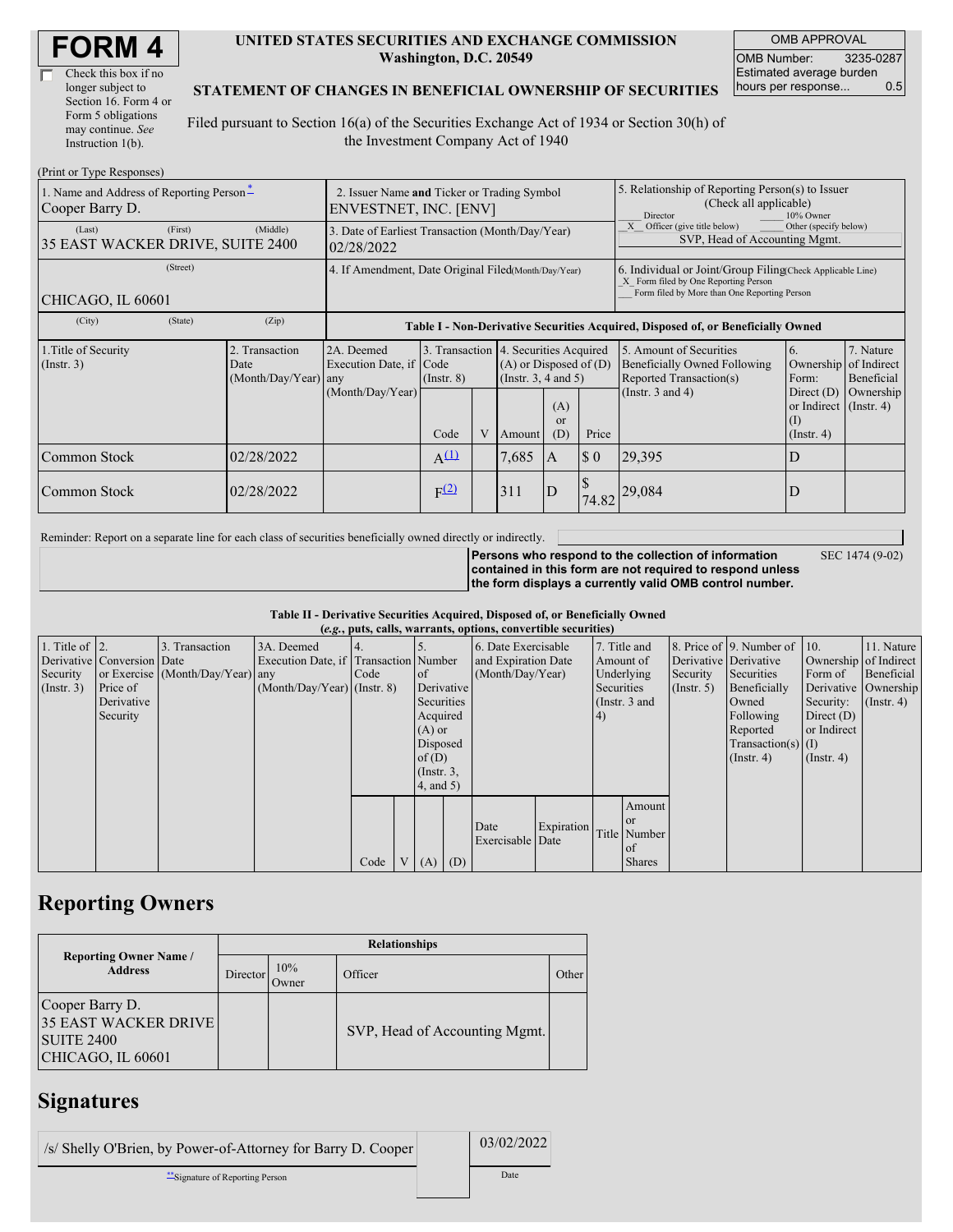# FORM 4

☐ Check this box if no longer subject to Section 16. Form 4 or Form 5 obligations may continue. *See* Instruction 1(b).

**UNITED STATES SECURITIES AND EXCHANGE COMMISSION**
**Washington, D.C. 20549**

**STATEMENT OF CHANGES IN BENEFICIAL OWNERSHIP OF SECURITIES**

Filed pursuant to Section 16(a) of the Securities Exchange Act of 1934 or Section 30(h) of the Investment Company Act of 1940

| OMB APPROVAL | |
|---|---|
| OMB Number: | 3235-0287 |
| Estimated average burden hours per response... | 0.5 |

(Print or Type Responses)

| 1. Name and Address of Reporting Person* | 2. Issuer Name and Ticker or Trading Symbol | 5. Relationship of Reporting Person(s) to Issuer (Check all applicable) |
|---|---|---|
| Cooper Barry D. | ENVESTNET, INC. [ENV] | ___ Director ___ 10% Owner _X_ Officer (give title below) ___ Other (specify below) |
| (Last) (First) (Middle) 35 EAST WACKER DRIVE, SUITE 2400 | 3. Date of Earliest Transaction (Month/Day/Year) 02/28/2022 | SVP, Head of Accounting Mgmt. |
| (Street) CHICAGO, IL 60601 | 4. If Amendment, Date Original Filed (Month/Day/Year) | 6. Individual or Joint/Group Filing (Check Applicable Line) _X_ Form filed by One Reporting Person ___ Form filed by More than One Reporting Person |
| (City) (State) (Zip) | | |

**Table I - Non-Derivative Securities Acquired, Disposed of, or Beneficially Owned**

| 1.Title of Security (Instr. 3) | 2. Transaction Date (Month/Day/Year) | 2A. Deemed Execution Date, if any (Month/Day/Year) | 3. Transaction Code (Instr. 8) | | 4. Securities Acquired (A) or Disposed of (D) (Instr. 3, 4 and 5) | | | 5. Amount of Securities Beneficially Owned Following Reported Transaction(s) (Instr. 3 and 4) | 6. Ownership Form: Direct (D) or Indirect (I) (Instr. 4) | 7. Nature of Indirect Beneficial Ownership (Instr. 4) |
|---|---|---|---|---|---|---|---|---|---|---|
| | | | Code | V | Amount | (A) or (D) | Price | | | |
| Common Stock | 02/28/2022 | | A[(1)] | | 7,685 | A | $ 0 | 29,395 | D | |
| Common Stock | 02/28/2022 | | F[(2)] | | 311 | D | $ 74.82 | 29,084 | D | |

Reminder: Report on a separate line for each class of securities beneficially owned directly or indirectly.

**Persons who respond to the collection of information contained in this form are not required to respond unless the form displays a currently valid OMB control number.** SEC 1474 (9-02)

**Table II - Derivative Securities Acquired, Disposed of, or Beneficially Owned**
***(e.g.*, puts, calls, warrants, options, convertible securities)**

| 1. Title of Derivative Security (Instr. 3) | 2. Conversion or Exercise Price of Derivative Security | 3. Transaction Date (Month/Day/Year) | 3A. Deemed Execution Date, if any (Month/Day/Year) | 4. Transaction Code (Instr. 8) | | 5. Number of Derivative Securities Acquired (A) or Disposed of (D) (Instr. 3, 4, and 5) | | 6. Date Exercisable and Expiration Date (Month/Day/Year) | | 7. Title and Amount of Underlying Securities (Instr. 3 and 4) | | 8. Price of Derivative Security (Instr. 5) | 9. Number of Derivative Securities Beneficially Owned Following Reported Transaction(s) (Instr. 4) | 10. Ownership Form of Derivative Security: Direct (D) or Indirect (I) (Instr. 4) | 11. Nature of Indirect Beneficial Ownership (Instr. 4) |
|---|---|---|---|---|---|---|---|---|---|---|---|---|---|---|---|
| | | | | Code | V | (A) | (D) | Date Exercisable | Expiration Date | Title | Amount or Number of Shares | | | | |

## Reporting Owners

| Reporting Owner Name / Address | Relationships | | | |
|---|---|---|---|---|
| | Director | 10% Owner | Officer | Other |
| Cooper Barry D. 35 EAST WACKER DRIVE SUITE 2400 CHICAGO, IL 60601 | | | SVP, Head of Accounting Mgmt. | |

## Signatures

| /s/ Shelly O'Brien, by Power-of-Attorney for Barry D. Cooper | 03/02/2022 |
|---|---|
| **Signature of Reporting Person | Date |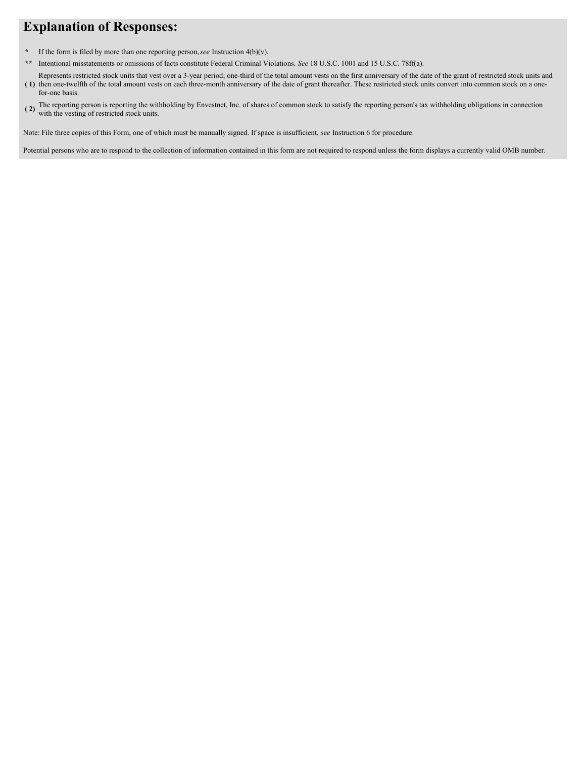# Explanation of Responses:

\* If the form is filed by more than one reporting person, *see* Instruction 4(b)(v).

\*\* Intentional misstatements or omissions of facts constitute Federal Criminal Violations. *See* 18 U.S.C. 1001 and 15 U.S.C. 78ff(a).

**( 1)** Represents restricted stock units that vest over a 3-year period; one-third of the total amount vests on the first anniversary of the date of the grant of restricted stock units and then one-twelfth of the total amount vests on each three-month anniversary of the date of grant thereafter. These restricted stock units convert into common stock on a one-for-one basis.

**( 2)** The reporting person is reporting the withholding by Envestnet, Inc. of shares of common stock to satisfy the reporting person's tax withholding obligations in connection with the vesting of restricted stock units.

Note: File three copies of this Form, one of which must be manually signed. If space is insufficient, *see* Instruction 6 for procedure.

Potential persons who are to respond to the collection of information contained in this form are not required to respond unless the form displays a currently valid OMB number.